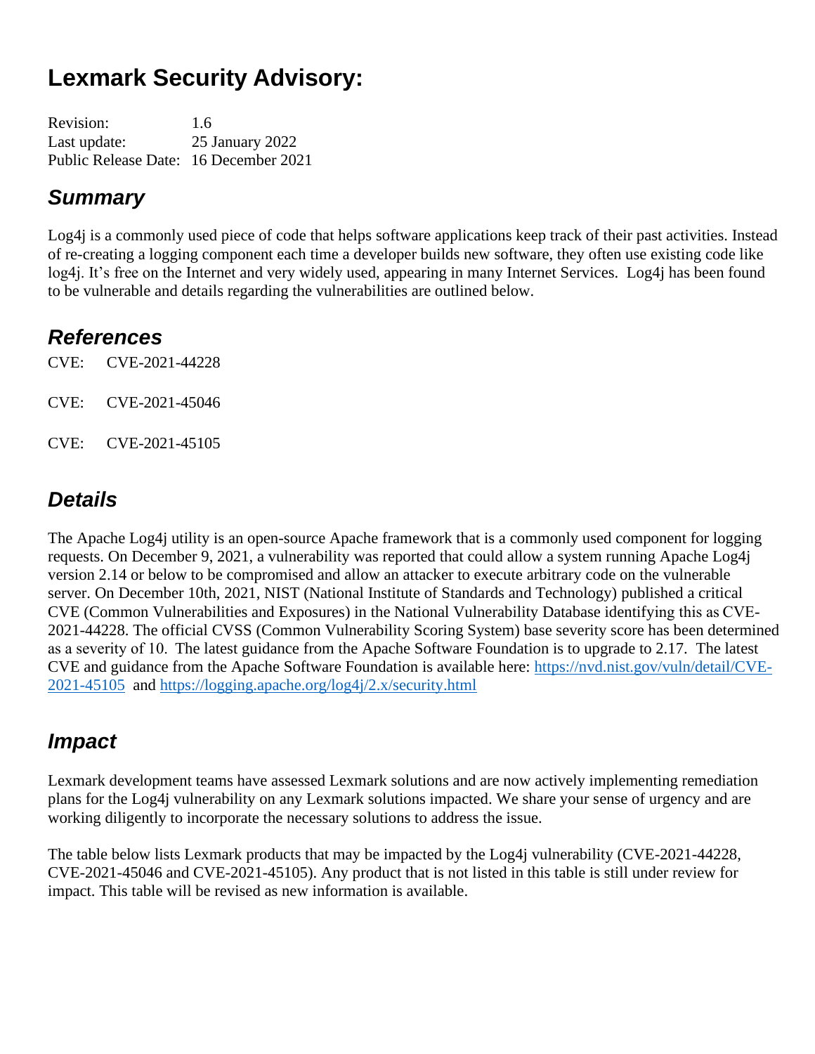# Lexmark Security Advisory:

Revision: 1.6
Last update: 25 January 2022
Public Release Date: 16 December 2021

## Summary

Log4j is a commonly used piece of code that helps software applications keep track of their past activities. Instead of re-creating a logging component each time a developer builds new software, they often use existing code like log4j. It's free on the Internet and very widely used, appearing in many Internet Services. Log4j has been found to be vulnerable and details regarding the vulnerabilities are outlined below.

## References

CVE: CVE-2021-44228

CVE: CVE-2021-45046

CVE: CVE-2021-45105

## Details

The Apache Log4j utility is an open-source Apache framework that is a commonly used component for logging requests. On December 9, 2021, a vulnerability was reported that could allow a system running Apache Log4j version 2.14 or below to be compromised and allow an attacker to execute arbitrary code on the vulnerable server. On December 10th, 2021, NIST (National Institute of Standards and Technology) published a critical CVE (Common Vulnerabilities and Exposures) in the National Vulnerability Database identifying this as CVE-2021-44228. The official CVSS (Common Vulnerability Scoring System) base severity score has been determined as a severity of 10. The latest guidance from the Apache Software Foundation is to upgrade to 2.17. The latest CVE and guidance from the Apache Software Foundation is available here: https://nvd.nist.gov/vuln/detail/CVE-2021-45105 and https://logging.apache.org/log4j/2.x/security.html

## Impact

Lexmark development teams have assessed Lexmark solutions and are now actively implementing remediation plans for the Log4j vulnerability on any Lexmark solutions impacted. We share your sense of urgency and are working diligently to incorporate the necessary solutions to address the issue.

The table below lists Lexmark products that may be impacted by the Log4j vulnerability (CVE-2021-44228, CVE-2021-45046 and CVE-2021-45105). Any product that is not listed in this table is still under review for impact. This table will be revised as new information is available.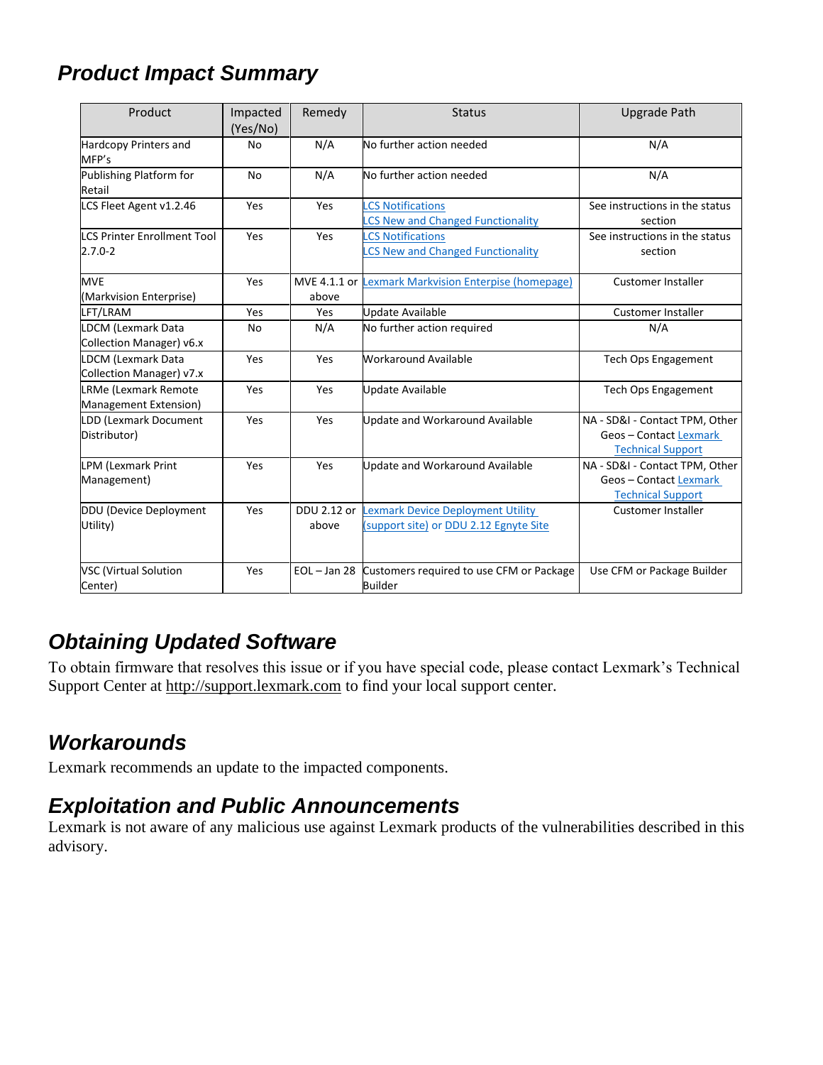## Product Impact Summary

| Product | Impacted (Yes/No) | Remedy | Status | Upgrade Path |
|---|---|---|---|---|
| Hardcopy Printers and MFP's | No | N/A | No further action needed | N/A |
| Publishing Platform for Retail | No | N/A | No further action needed | N/A |
| LCS Fleet Agent v1.2.46 | Yes | Yes | LCS Notifications<br>LCS New and Changed Functionality | See instructions in the status section |
| LCS Printer Enrollment Tool 2.7.0-2 | Yes | Yes | LCS Notifications<br>LCS New and Changed Functionality | See instructions in the status section |
| MVE (Markvision Enterprise) | Yes | MVE 4.1.1 or above | Lexmark Markvision Enterpise (homepage) | Customer Installer |
| LFT/LRAM | Yes | Yes | Update Available | Customer Installer |
| LDCM (Lexmark Data Collection Manager) v6.x | No | N/A | No further action required | N/A |
| LDCM (Lexmark Data Collection Manager) v7.x | Yes | Yes | Workaround Available | Tech Ops Engagement |
| LRMe (Lexmark Remote Management Extension) | Yes | Yes | Update Available | Tech Ops Engagement |
| LDD (Lexmark Document Distributor) | Yes | Yes | Update and Workaround Available | NA - SD&I - Contact TPM, Other Geos – Contact Lexmark Technical Support |
| LPM (Lexmark Print Management) | Yes | Yes | Update and Workaround Available | NA - SD&I - Contact TPM, Other Geos – Contact Lexmark Technical Support |
| DDU (Device Deployment Utility) | Yes | DDU 2.12 or above | Lexmark Device Deployment Utility (support site) or DDU 2.12 Egnyte Site | Customer Installer |
| VSC (Virtual Solution Center) | Yes | EOL – Jan 28 | Customers required to use CFM or Package Builder | Use CFM or Package Builder |

## Obtaining Updated Software

To obtain firmware that resolves this issue or if you have special code, please contact Lexmark's Technical Support Center at http://support.lexmark.com to find your local support center.

## Workarounds

Lexmark recommends an update to the impacted components.

## Exploitation and Public Announcements

Lexmark is not aware of any malicious use against Lexmark products of the vulnerabilities described in this advisory.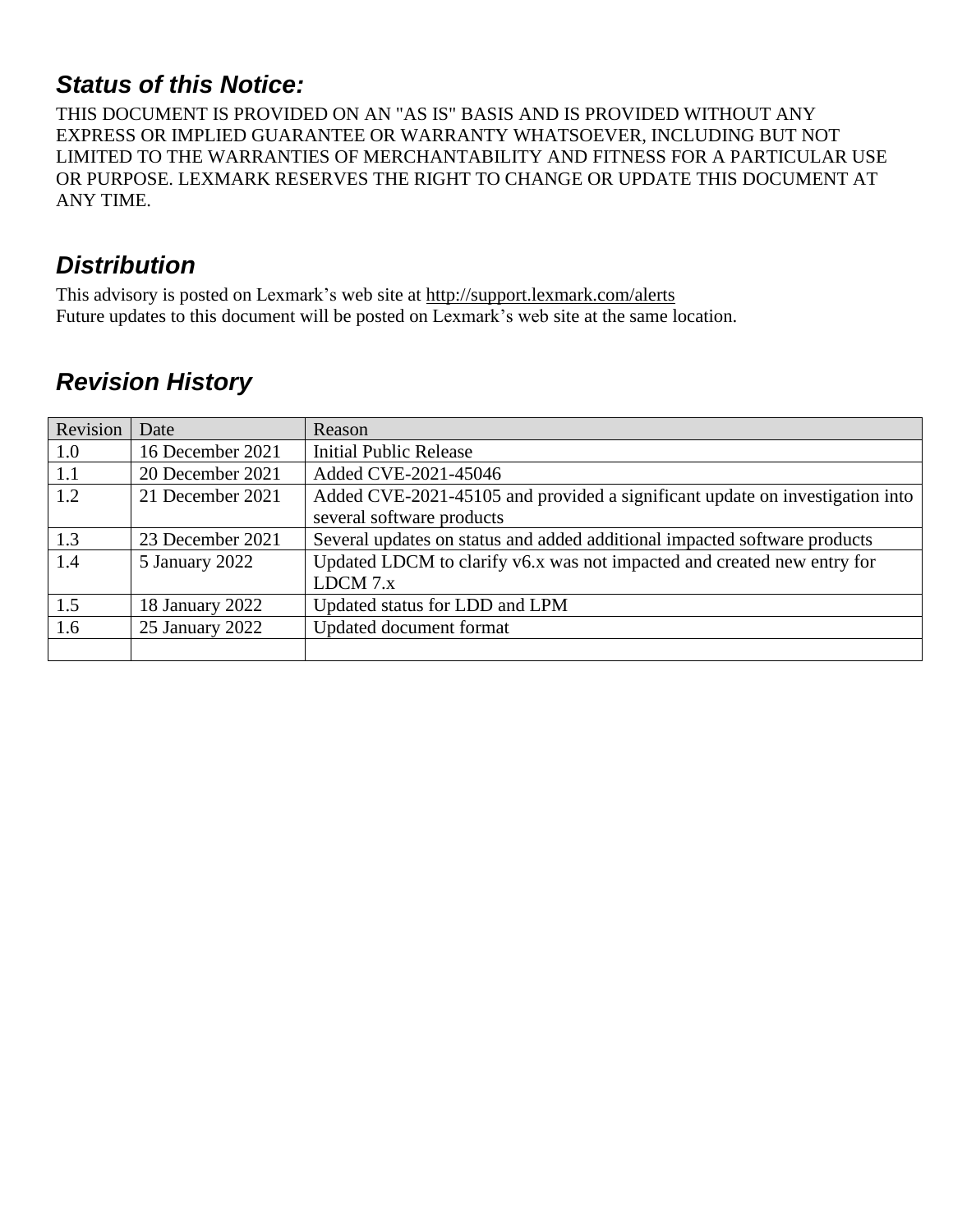## *Status of this Notice:*

THIS DOCUMENT IS PROVIDED ON AN "AS IS" BASIS AND IS PROVIDED WITHOUT ANY EXPRESS OR IMPLIED GUARANTEE OR WARRANTY WHATSOEVER, INCLUDING BUT NOT LIMITED TO THE WARRANTIES OF MERCHANTABILITY AND FITNESS FOR A PARTICULAR USE OR PURPOSE. LEXMARK RESERVES THE RIGHT TO CHANGE OR UPDATE THIS DOCUMENT AT ANY TIME.

## *Distribution*

This advisory is posted on Lexmark's web site at http://support.lexmark.com/alerts
Future updates to this document will be posted on Lexmark's web site at the same location.

## *Revision History*

| Revision | Date | Reason |
|---|---|---|
| 1.0 | 16 December 2021 | Initial Public Release |
| 1.1 | 20 December 2021 | Added CVE-2021-45046 |
| 1.2 | 21 December 2021 | Added CVE-2021-45105 and provided a significant update on investigation into several software products |
| 1.3 | 23 December 2021 | Several updates on status and added additional impacted software products |
| 1.4 | 5 January 2022 | Updated LDCM to clarify v6.x was not impacted and created new entry for LDCM 7.x |
| 1.5 | 18 January 2022 | Updated status for LDD and LPM |
| 1.6 | 25 January 2022 | Updated document format |
| | | |